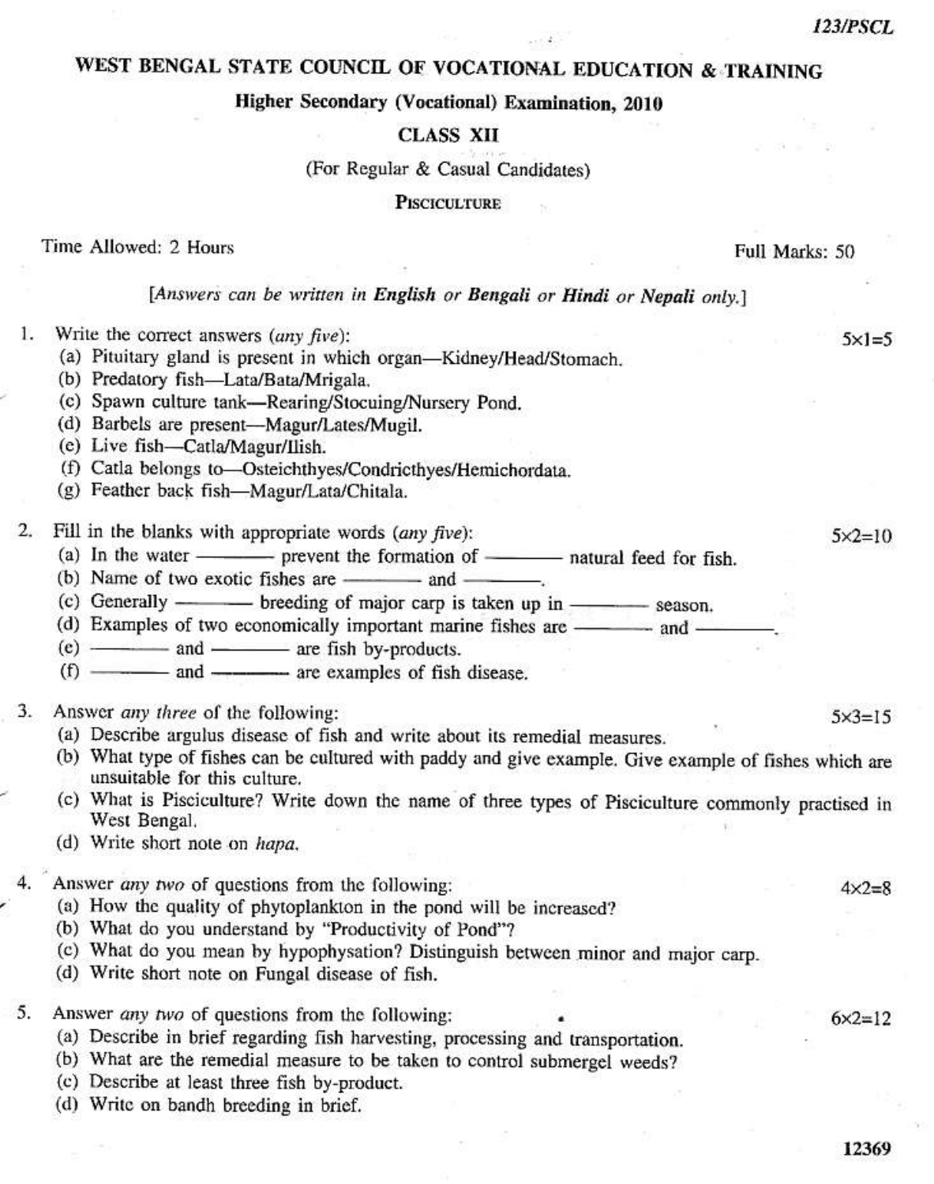123/PSCL

# WEST BENGAL STATE COUNCIL OF VOCATIONAL EDUCATION & TRAINING

## Higher Secondary (Vocational) Examination, 2010

### CLASS XII

(For Regular & Casual Candidates)

### PISCICULTURE

Time Allowed: 2 Hours — Full Marks: 50

[*Answers can be written in **English** or **Bengali** or **Hindi** or **Nepali** only.*]

1. Write the correct answers (*any five*): — 5×1=5
   (a) Pituitary gland is present in which organ—Kidney/Head/Stomach.
   (b) Predatory fish—Lata/Bata/Mrigala.
   (c) Spawn culture tank—Rearing/Stocuing/Nursery Pond.
   (d) Barbels are present—Magur/Lates/Mugil.
   (e) Live fish—Catla/Magur/Ilish.
   (f) Catla belongs to—Osteichthyes/Condricthyes/Hemichordata.
   (g) Feather back fish—Magur/Lata/Chitala.

2. Fill in the blanks with appropriate words (*any five*): — 5×2=10
   (a) In the water ——— prevent the formation of ——— natural feed for fish.
   (b) Name of two exotic fishes are ——— and ———.
   (c) Generally ——— breeding of major carp is taken up in ——— season.
   (d) Examples of two economically important marine fishes are ——— and ———.
   (e) ——— and ——— are fish by-products.
   (f) ——— and ——— are examples of fish disease.

3. Answer *any three* of the following: — 5×3=15
   (a) Describe argulus disease of fish and write about its remedial measures.
   (b) What type of fishes can be cultured with paddy and give example. Give example of fishes which are unsuitable for this culture.
   (c) What is Pisciculture? Write down the name of three types of Pisciculture commonly practised in West Bengal.
   (d) Write short note on *hapa*.

4. Answer *any two* of questions from the following: — 4×2=8
   (a) How the quality of phytoplankton in the pond will be increased?
   (b) What do you understand by "Productivity of Pond"?
   (c) What do you mean by hypophysation? Distinguish between minor and major carp.
   (d) Write short note on Fungal disease of fish.

5. Answer *any two* of questions from the following: — 6×2=12
   (a) Describe in brief regarding fish harvesting, processing and transportation.
   (b) What are the remedial measure to be taken to control submergel weeds?
   (c) Describe at least three fish by-product.
   (d) Write on bandh breeding in brief.

12369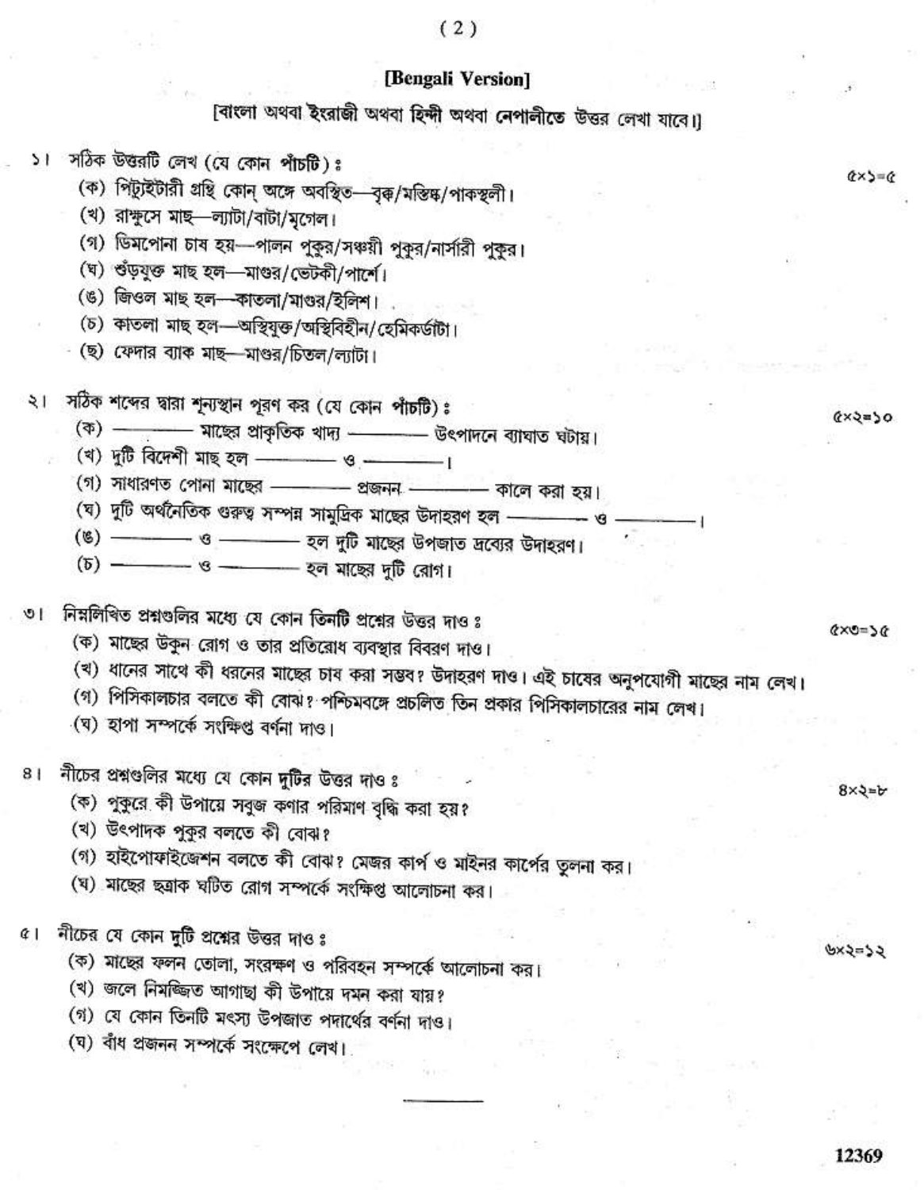**[Bengali Version]**

[বাংলা অথবা ইংরাজী অথবা হিন্দী অথবা নেপালীতে উত্তর লেখা যাবে।]

১। সঠিক উত্তরটি লেখ (যে কোন **পাঁচটি**) : ৫×১=৫

(ক) পিট্যুইটারী গ্রন্থি কোন্ অঙ্গে অবস্থিত—বৃক্ক/মস্তিষ্ক/পাকস্থলী।

(খ) রাক্ষুসে মাছ—ল্যাটা/বাটা/মৃগেল।

(গ) ডিমপোনা চাষ হয়—পালন পুকুর/সঞ্চয়ী পুকুর/নার্সারী পুকুর।

(ঘ) শুঁড়যুক্ত মাছ হল—মাগুর/ভেটকী/পার্শে।

(ঙ) জিওল মাছ হল—কাতলা/মাগুর/ইলিশ।

(চ) কাতলা মাছ হল—অস্থিযুক্ত/অস্থিবিহীন/হেমিকর্ডাটা।

(ছ) ফেদার ব্যাক মাছ—মাগুর/চিতল/ল্যাটা।

২। সঠিক শব্দের দ্বারা শূন্যস্থান পূরণ কর (যে কোন **পাঁচটি**) : ৫×২=১০

(ক) ———— মাছের প্রাকৃতিক খাদ্য ———— উৎপাদনে ব্যাঘাত ঘটায়।

(খ) দুটি বিদেশী মাছ হল ———— ও ————।

(গ) সাধারণত পোনা মাছের ———— প্রজনন ———— কালে করা হয়।

(ঘ) দুটি অর্থনৈতিক গুরুত্ব সম্পন্ন সামুদ্রিক মাছের উদাহরণ হল ———— ও ————।

(ঙ) ———— ও ———— হল দুটি মাছের উপজাত দ্রব্যের উদাহরণ।

(চ) ———— ও ———— হল মাছের দুটি রোগ।

৩। নিম্নলিখিত প্রশ্নগুলির মধ্যে যে কোন **তিনটি** প্রশ্নের উত্তর দাও : ৫×৩=১৫

(ক) মাছের উকুন রোগ ও তার প্রতিরোধ ব্যবস্থার বিবরণ দাও।

(খ) ধানের সাথে কী ধরনের মাছের চাষ করা সম্ভব? উদাহরণ দাও। এই চাষের অনুপযোগী মাছের নাম লেখ।

(গ) পিসিকালচার বলতে কী বোঝ? পশ্চিমবঙ্গে প্রচলিত তিন প্রকার পিসিকালচারের নাম লেখ।

(ঘ) হাপা সম্পর্কে সংক্ষিপ্ত বর্ণনা দাও।

৪। নীচের প্রশ্নগুলির মধ্যে যে কোন **দুটির** উত্তর দাও : ৪×২=৮

(ক) পুকুরে কী উপায়ে সবুজ কণার পরিমাণ বৃদ্ধি করা হয়?

(খ) উৎপাদক পুকুর বলতে কী বোঝ?

(গ) হাইপোফাইজেশন বলতে কী বোঝ? মেজর কার্প ও মাইনর কার্পের তুলনা কর।

(ঘ) মাছের ছত্রাক ঘটিত রোগ সম্পর্কে সংক্ষিপ্ত আলোচনা কর।

৫। নীচের যে কোন **দুটি** প্রশ্নের উত্তর দাও : ৬×২=১২

(ক) মাছের ফলন তোলা, সংরক্ষণ ও পরিবহন সম্পর্কে আলোচনা কর।

(খ) জলে নিমজ্জিত আগাছা কী উপায়ে দমন করা যায়?

(গ) যে কোন তিনটি মৎস্য উপজাত পদার্থের বর্ণনা দাও।

(ঘ) বাঁধ প্রজনন সম্পর্কে সংক্ষেপে লেখ।

12369